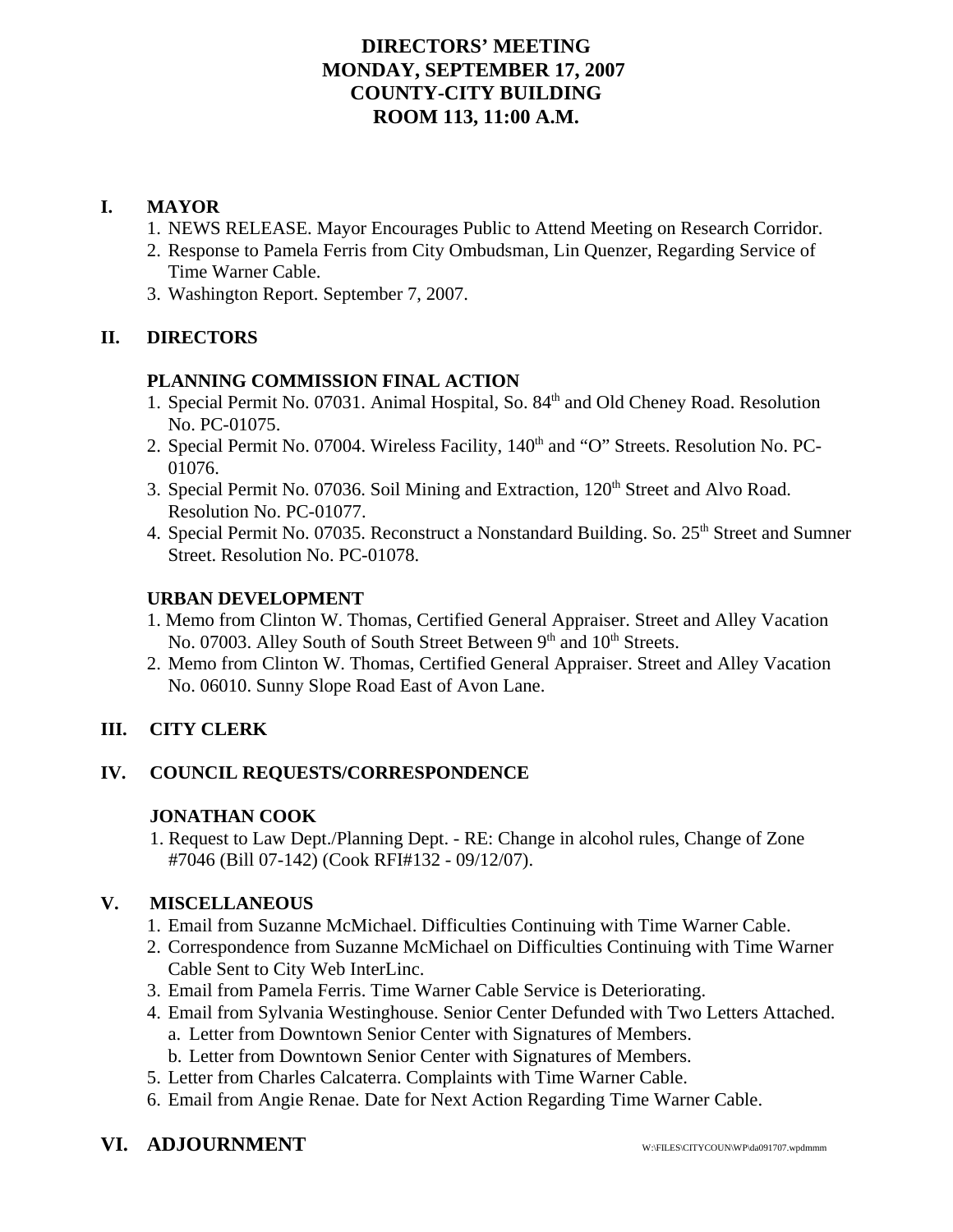# DIRECTORS' MEETING
# MONDAY, SEPTEMBER 17, 2007
# COUNTY-CITY BUILDING
# ROOM 113, 11:00 A.M.

## I. MAYOR

1. NEWS RELEASE. Mayor Encourages Public to Attend Meeting on Research Corridor.
2. Response to Pamela Ferris from City Ombudsman, Lin Quenzer, Regarding Service of Time Warner Cable.
3. Washington Report. September 7, 2007.

## II. DIRECTORS

### PLANNING COMMISSION FINAL ACTION

1. Special Permit No. 07031. Animal Hospital, So. 84th and Old Cheney Road. Resolution No. PC-01075.
2. Special Permit No. 07004. Wireless Facility, 140th and "O" Streets. Resolution No. PC-01076.
3. Special Permit No. 07036. Soil Mining and Extraction, 120th Street and Alvo Road. Resolution No. PC-01077.
4. Special Permit No. 07035. Reconstruct a Nonstandard Building. So. 25th Street and Sumner Street. Resolution No. PC-01078.

### URBAN DEVELOPMENT

1. Memo from Clinton W. Thomas, Certified General Appraiser. Street and Alley Vacation No. 07003. Alley South of South Street Between 9th and 10th Streets.
2. Memo from Clinton W. Thomas, Certified General Appraiser. Street and Alley Vacation No. 06010. Sunny Slope Road East of Avon Lane.

## III. CITY CLERK

## IV. COUNCIL REQUESTS/CORRESPONDENCE

### JONATHAN COOK

1. Request to Law Dept./Planning Dept. - RE: Change in alcohol rules, Change of Zone #7046 (Bill 07-142) (Cook RFI#132 - 09/12/07).

## V. MISCELLANEOUS

1. Email from Suzanne McMichael. Difficulties Continuing with Time Warner Cable.
2. Correspondence from Suzanne McMichael on Difficulties Continuing with Time Warner Cable Sent to City Web InterLinc.
3. Email from Pamela Ferris. Time Warner Cable Service is Deteriorating.
4. Email from Sylvania Westinghouse. Senior Center Defunded with Two Letters Attached.
   a. Letter from Downtown Senior Center with Signatures of Members.
   b. Letter from Downtown Senior Center with Signatures of Members.
5. Letter from Charles Calcaterra. Complaints with Time Warner Cable.
6. Email from Angie Renae. Date for Next Action Regarding Time Warner Cable.

## VI. ADJOURNMENT

W:\FILES\CITYCOUN\WP\da091707.wpdmmm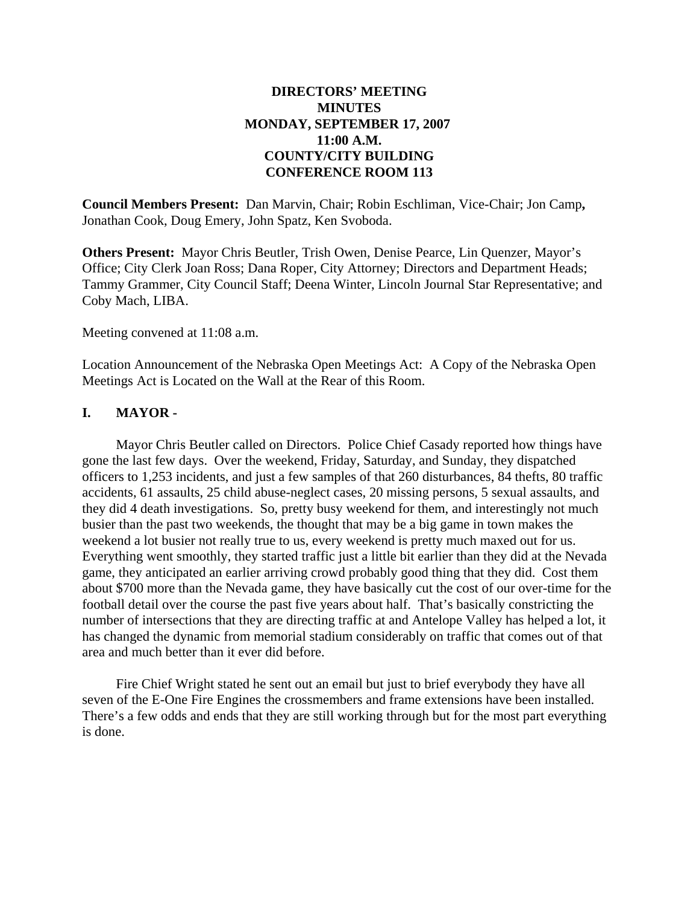**DIRECTORS' MEETING**
**MINUTES**
**MONDAY, SEPTEMBER 17, 2007**
**11:00 A.M.**
**COUNTY/CITY BUILDING**
**CONFERENCE ROOM 113**

**Council Members Present:** Dan Marvin, Chair; Robin Eschliman, Vice-Chair; Jon Camp**,** Jonathan Cook, Doug Emery, John Spatz, Ken Svoboda.

**Others Present:** Mayor Chris Beutler, Trish Owen, Denise Pearce, Lin Quenzer, Mayor's Office; City Clerk Joan Ross; Dana Roper, City Attorney; Directors and Department Heads; Tammy Grammer, City Council Staff; Deena Winter, Lincoln Journal Star Representative; and Coby Mach, LIBA.

Meeting convened at 11:08 a.m.

Location Announcement of the Nebraska Open Meetings Act: A Copy of the Nebraska Open Meetings Act is Located on the Wall at the Rear of this Room.

## I. MAYOR -

Mayor Chris Beutler called on Directors. Police Chief Casady reported how things have gone the last few days. Over the weekend, Friday, Saturday, and Sunday, they dispatched officers to 1,253 incidents, and just a few samples of that 260 disturbances, 84 thefts, 80 traffic accidents, 61 assaults, 25 child abuse-neglect cases, 20 missing persons, 5 sexual assaults, and they did 4 death investigations. So, pretty busy weekend for them, and interestingly not much busier than the past two weekends, the thought that may be a big game in town makes the weekend a lot busier not really true to us, every weekend is pretty much maxed out for us. Everything went smoothly, they started traffic just a little bit earlier than they did at the Nevada game, they anticipated an earlier arriving crowd probably good thing that they did. Cost them about $700 more than the Nevada game, they have basically cut the cost of our over-time for the football detail over the course the past five years about half. That's basically constricting the number of intersections that they are directing traffic at and Antelope Valley has helped a lot, it has changed the dynamic from memorial stadium considerably on traffic that comes out of that area and much better than it ever did before.

Fire Chief Wright stated he sent out an email but just to brief everybody they have all seven of the E-One Fire Engines the crossmembers and frame extensions have been installed. There's a few odds and ends that they are still working through but for the most part everything is done.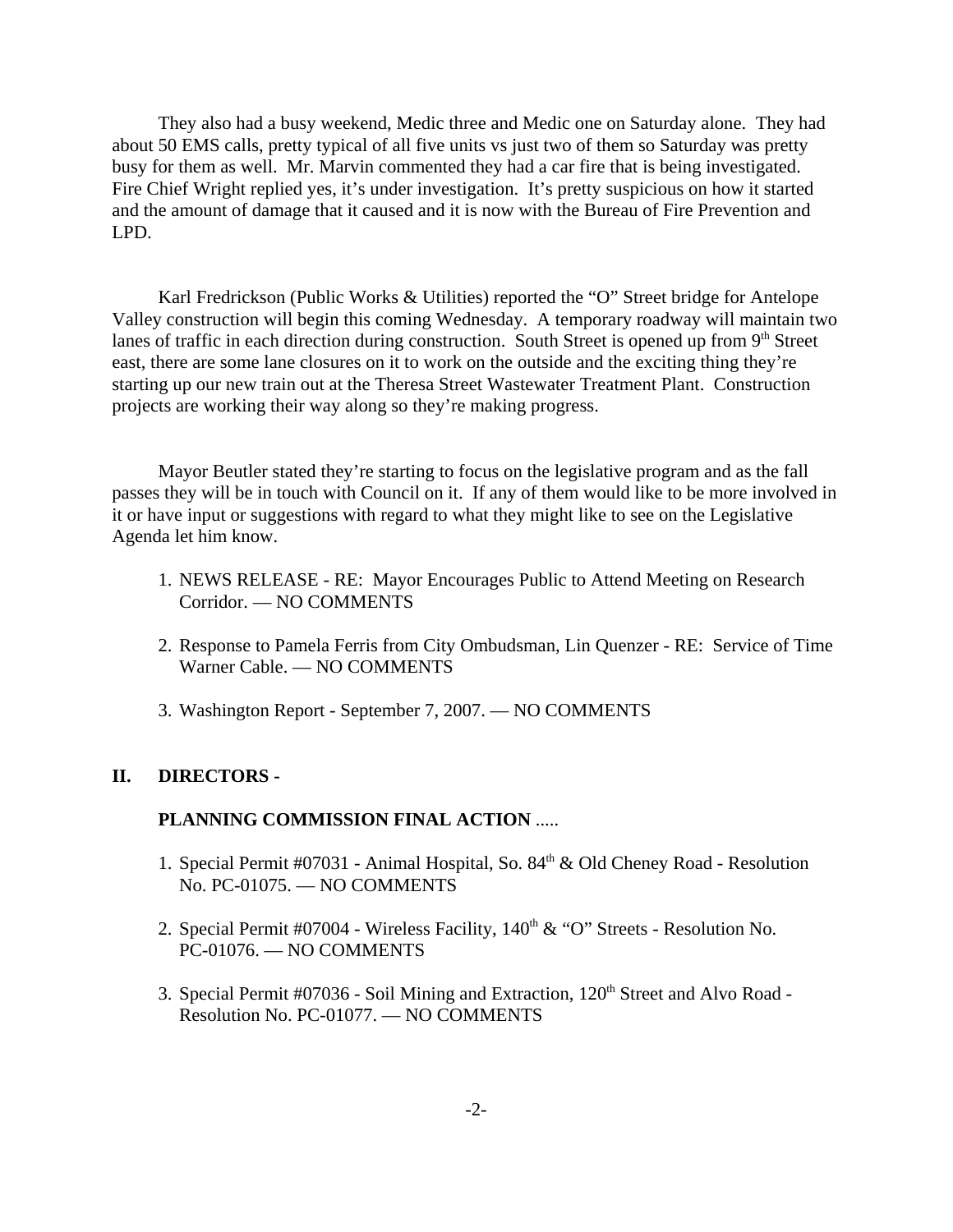They also had a busy weekend, Medic three and Medic one on Saturday alone. They had about 50 EMS calls, pretty typical of all five units vs just two of them so Saturday was pretty busy for them as well. Mr. Marvin commented they had a car fire that is being investigated. Fire Chief Wright replied yes, it's under investigation. It's pretty suspicious on how it started and the amount of damage that it caused and it is now with the Bureau of Fire Prevention and LPD.

Karl Fredrickson (Public Works & Utilities) reported the "O" Street bridge for Antelope Valley construction will begin this coming Wednesday. A temporary roadway will maintain two lanes of traffic in each direction during construction. South Street is opened up from 9th Street east, there are some lane closures on it to work on the outside and the exciting thing they're starting up our new train out at the Theresa Street Wastewater Treatment Plant. Construction projects are working their way along so they're making progress.

Mayor Beutler stated they're starting to focus on the legislative program and as the fall passes they will be in touch with Council on it. If any of them would like to be more involved in it or have input or suggestions with regard to what they might like to see on the Legislative Agenda let him know.

1. NEWS RELEASE - RE: Mayor Encourages Public to Attend Meeting on Research Corridor. — NO COMMENTS

2. Response to Pamela Ferris from City Ombudsman, Lin Quenzer - RE: Service of Time Warner Cable. — NO COMMENTS

3. Washington Report - September 7, 2007. — NO COMMENTS

## II. DIRECTORS -

**PLANNING COMMISSION FINAL ACTION** .....

1. Special Permit #07031 - Animal Hospital, So. 84th & Old Cheney Road - Resolution No. PC-01075. — NO COMMENTS

2. Special Permit #07004 - Wireless Facility, 140th & "O" Streets - Resolution No. PC-01076. — NO COMMENTS

3. Special Permit #07036 - Soil Mining and Extraction, 120th Street and Alvo Road - Resolution No. PC-01077. — NO COMMENTS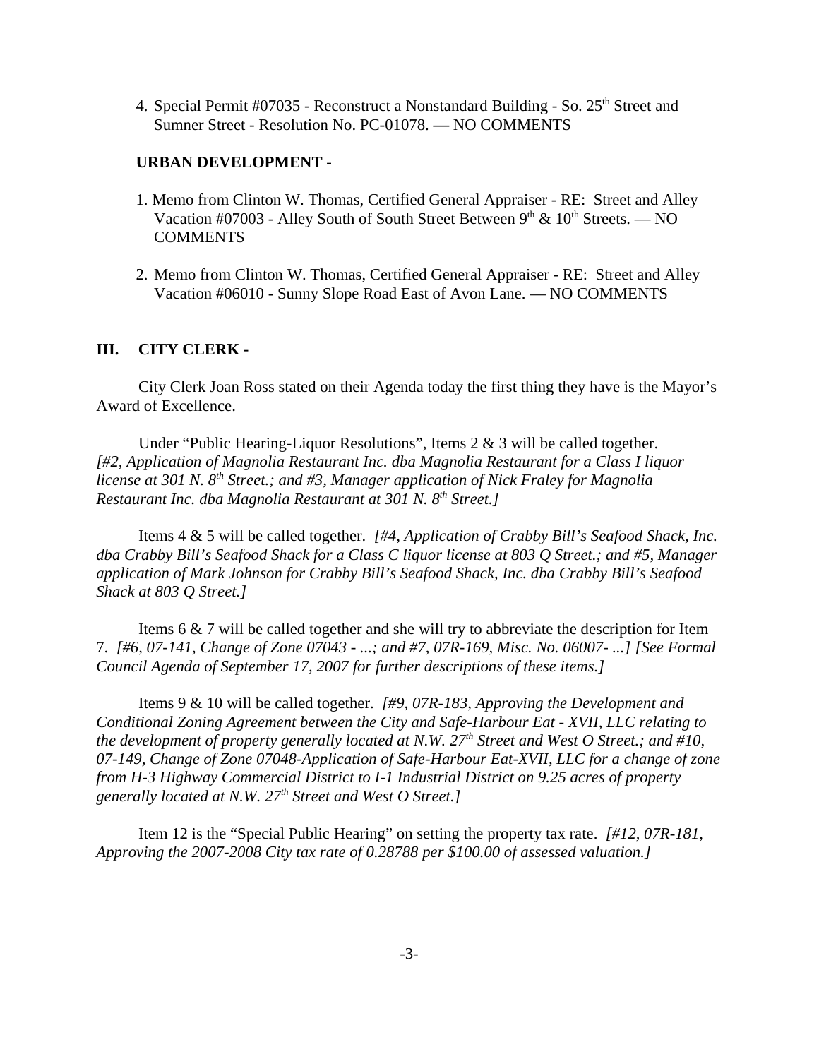4. Special Permit #07035 - Reconstruct a Nonstandard Building - So. 25th Street and Sumner Street - Resolution No. PC-01078. — NO COMMENTS

**URBAN DEVELOPMENT -**

1. Memo from Clinton W. Thomas, Certified General Appraiser - RE: Street and Alley Vacation #07003 - Alley South of South Street Between 9th & 10th Streets. — NO COMMENTS

2. Memo from Clinton W. Thomas, Certified General Appraiser - RE: Street and Alley Vacation #06010 - Sunny Slope Road East of Avon Lane. — NO COMMENTS

## III. CITY CLERK -

City Clerk Joan Ross stated on their Agenda today the first thing they have is the Mayor's Award of Excellence.

Under "Public Hearing-Liquor Resolutions", Items 2 & 3 will be called together. *[#2, Application of Magnolia Restaurant Inc. dba Magnolia Restaurant for a Class I liquor license at 301 N. 8th Street.; and #3, Manager application of Nick Fraley for Magnolia Restaurant Inc. dba Magnolia Restaurant at 301 N. 8th Street.]*

Items 4 & 5 will be called together. *[#4, Application of Crabby Bill's Seafood Shack, Inc. dba Crabby Bill's Seafood Shack for a Class C liquor license at 803 Q Street.; and #5, Manager application of Mark Johnson for Crabby Bill's Seafood Shack, Inc. dba Crabby Bill's Seafood Shack at 803 Q Street.]*

Items 6 & 7 will be called together and she will try to abbreviate the description for Item 7. *[#6, 07-141, Change of Zone 07043 - ...; and #7, 07R-169, Misc. No. 06007- ...] [See Formal Council Agenda of September 17, 2007 for further descriptions of these items.]*

Items 9 & 10 will be called together. *[#9, 07R-183, Approving the Development and Conditional Zoning Agreement between the City and Safe-Harbour Eat - XVII, LLC relating to the development of property generally located at N.W. 27th Street and West O Street.; and #10, 07-149, Change of Zone 07048-Application of Safe-Harbour Eat-XVII, LLC for a change of zone from H-3 Highway Commercial District to I-1 Industrial District on 9.25 acres of property generally located at N.W. 27th Street and West O Street.]*

Item 12 is the "Special Public Hearing" on setting the property tax rate. *[#12, 07R-181, Approving the 2007-2008 City tax rate of 0.28788 per $100.00 of assessed valuation.]*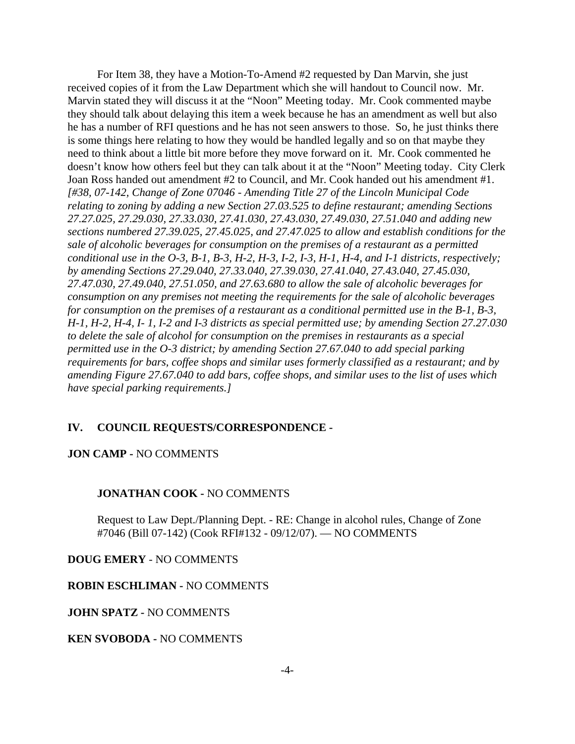For Item 38, they have a Motion-To-Amend #2 requested by Dan Marvin, she just received copies of it from the Law Department which she will handout to Council now. Mr. Marvin stated they will discuss it at the "Noon" Meeting today. Mr. Cook commented maybe they should talk about delaying this item a week because he has an amendment as well but also he has a number of RFI questions and he has not seen answers to those. So, he just thinks there is some things here relating to how they would be handled legally and so on that maybe they need to think about a little bit more before they move forward on it. Mr. Cook commented he doesn't know how others feel but they can talk about it at the "Noon" Meeting today. City Clerk Joan Ross handed out amendment #2 to Council, and Mr. Cook handed out his amendment #1. *[#38, 07-142, Change of Zone 07046 - Amending Title 27 of the Lincoln Municipal Code relating to zoning by adding a new Section 27.03.525 to define restaurant; amending Sections 27.27.025, 27.29.030, 27.33.030, 27.41.030, 27.43.030, 27.49.030, 27.51.040 and adding new sections numbered 27.39.025, 27.45.025, and 27.47.025 to allow and establish conditions for the sale of alcoholic beverages for consumption on the premises of a restaurant as a permitted conditional use in the O-3, B-1, B-3, H-2, H-3, I-2, I-3, H-1, H-4, and I-1 districts, respectively; by amending Sections 27.29.040, 27.33.040, 27.39.030, 27.41.040, 27.43.040, 27.45.030, 27.47.030, 27.49.040, 27.51.050, and 27.63.680 to allow the sale of alcoholic beverages for consumption on any premises not meeting the requirements for the sale of alcoholic beverages for consumption on the premises of a restaurant as a conditional permitted use in the B-1, B-3, H-1, H-2, H-4, I- 1, I-2 and I-3 districts as special permitted use; by amending Section 27.27.030 to delete the sale of alcohol for consumption on the premises in restaurants as a special permitted use in the O-3 district; by amending Section 27.67.040 to add special parking requirements for bars, coffee shops and similar uses formerly classified as a restaurant; and by amending Figure 27.67.040 to add bars, coffee shops, and similar uses to the list of uses which have special parking requirements.]*

## IV. COUNCIL REQUESTS/CORRESPONDENCE -

**JON CAMP -** NO COMMENTS

**JONATHAN COOK -** NO COMMENTS

Request to Law Dept./Planning Dept. - RE: Change in alcohol rules, Change of Zone #7046 (Bill 07-142) (Cook RFI#132 - 09/12/07). — NO COMMENTS

**DOUG EMERY** - NO COMMENTS

**ROBIN ESCHLIMAN -** NO COMMENTS

**JOHN SPATZ -** NO COMMENTS

**KEN SVOBODA -** NO COMMENTS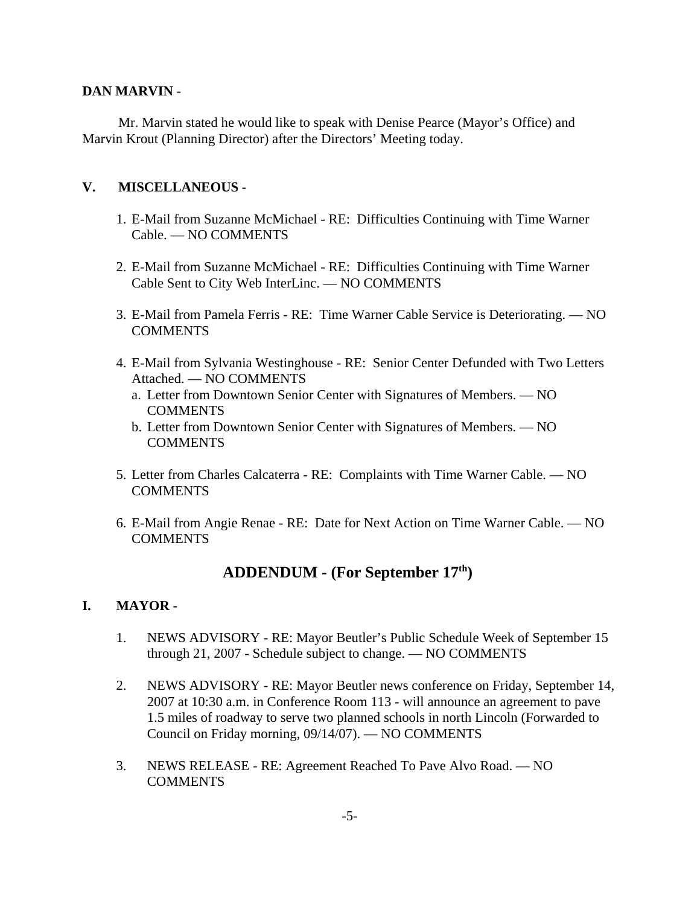**DAN MARVIN -**

Mr. Marvin stated he would like to speak with Denise Pearce (Mayor's Office) and Marvin Krout (Planning Director) after the Directors' Meeting today.

## V. MISCELLANEOUS -

1. E-Mail from Suzanne McMichael - RE: Difficulties Continuing with Time Warner Cable. — NO COMMENTS

2. E-Mail from Suzanne McMichael - RE: Difficulties Continuing with Time Warner Cable Sent to City Web InterLinc. — NO COMMENTS

3. E-Mail from Pamela Ferris - RE: Time Warner Cable Service is Deteriorating. — NO COMMENTS

4. E-Mail from Sylvania Westinghouse - RE: Senior Center Defunded with Two Letters Attached. — NO COMMENTS
   a. Letter from Downtown Senior Center with Signatures of Members. — NO COMMENTS
   b. Letter from Downtown Senior Center with Signatures of Members. — NO COMMENTS

5. Letter from Charles Calcaterra - RE: Complaints with Time Warner Cable. — NO COMMENTS

6. E-Mail from Angie Renae - RE: Date for Next Action on Time Warner Cable. — NO COMMENTS

# ADDENDUM - (For September 17th)

## I. MAYOR -

1. NEWS ADVISORY - RE: Mayor Beutler's Public Schedule Week of September 15 through 21, 2007 - Schedule subject to change. — NO COMMENTS

2. NEWS ADVISORY - RE: Mayor Beutler news conference on Friday, September 14, 2007 at 10:30 a.m. in Conference Room 113 - will announce an agreement to pave 1.5 miles of roadway to serve two planned schools in north Lincoln (Forwarded to Council on Friday morning, 09/14/07). — NO COMMENTS

3. NEWS RELEASE - RE: Agreement Reached To Pave Alvo Road. — NO COMMENTS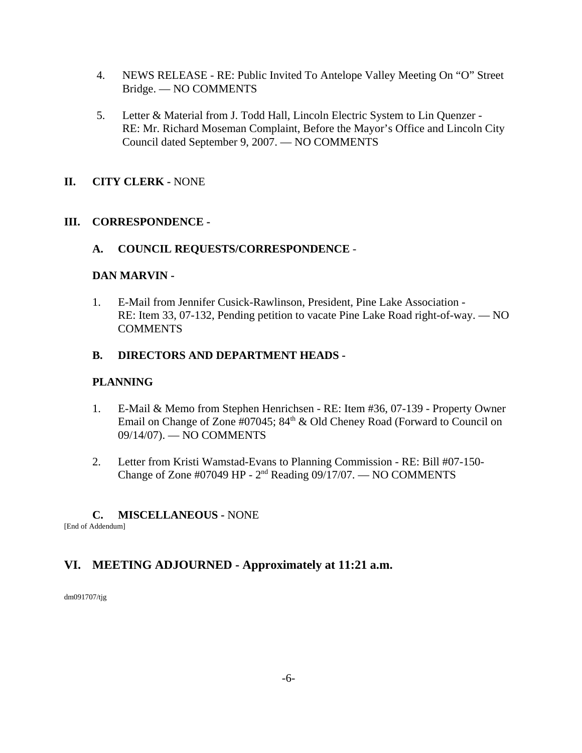4. NEWS RELEASE - RE: Public Invited To Antelope Valley Meeting On "O" Street Bridge. — NO COMMENTS

5. Letter & Material from J. Todd Hall, Lincoln Electric System to Lin Quenzer - RE: Mr. Richard Moseman Complaint, Before the Mayor's Office and Lincoln City Council dated September 9, 2007. — NO COMMENTS

## II. CITY CLERK - NONE

## III. CORRESPONDENCE -

### A. COUNCIL REQUESTS/CORRESPONDENCE -

**DAN MARVIN -**

1. E-Mail from Jennifer Cusick-Rawlinson, President, Pine Lake Association - RE: Item 33, 07-132, Pending petition to vacate Pine Lake Road right-of-way. — NO COMMENTS

### B. DIRECTORS AND DEPARTMENT HEADS -

**PLANNING**

1. E-Mail & Memo from Stephen Henrichsen - RE: Item #36, 07-139 - Property Owner Email on Change of Zone #07045; 84th & Old Cheney Road (Forward to Council on 09/14/07). — NO COMMENTS

2. Letter from Kristi Wamstad-Evans to Planning Commission - RE: Bill #07-150- Change of Zone #07049 HP - 2nd Reading 09/17/07. — NO COMMENTS

### C. MISCELLANEOUS - NONE

[End of Addendum]

## VI. MEETING ADJOURNED - Approximately at 11:21 a.m.

dm091707/tjg